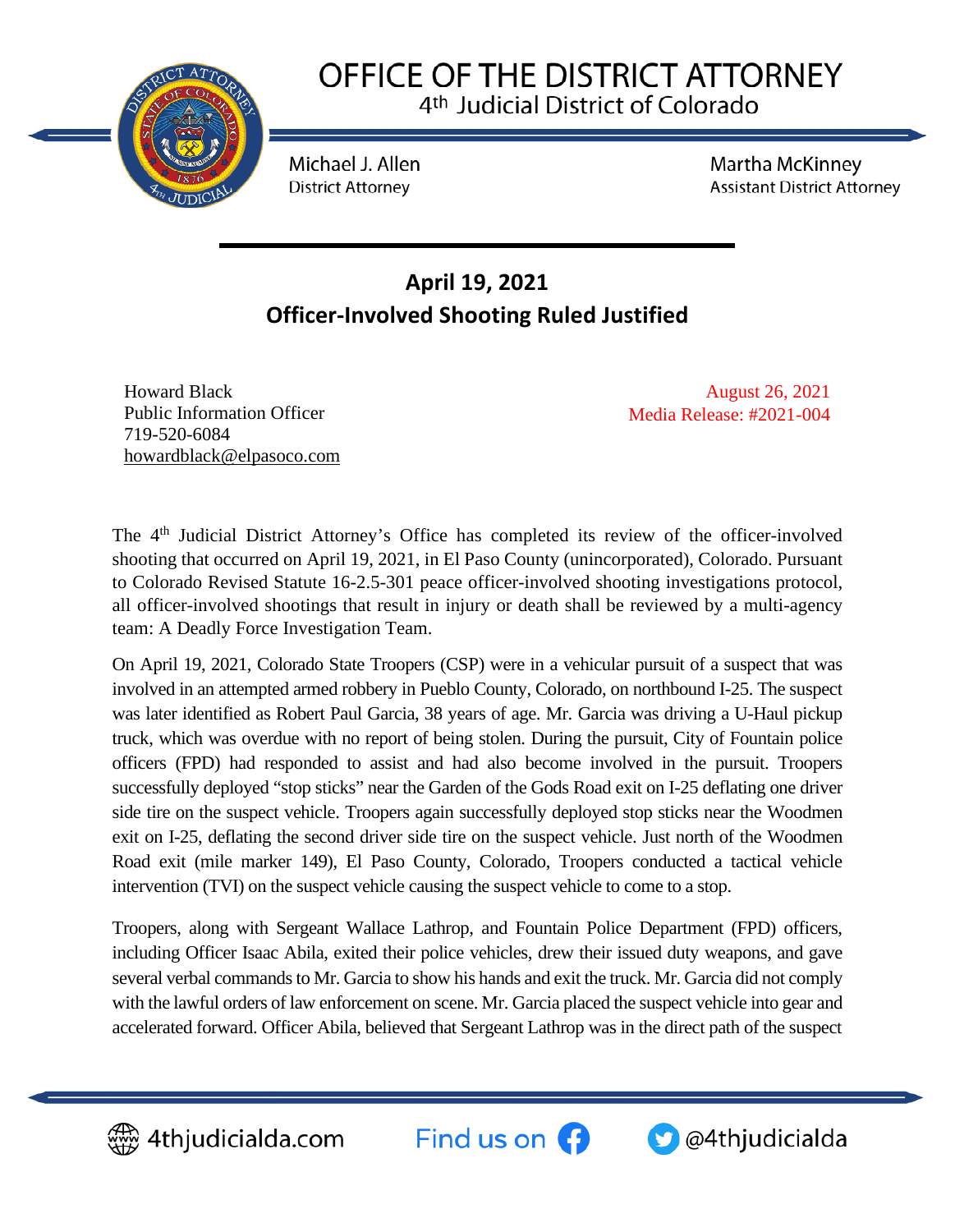# OFFICE OF THE DISTRICT ATTORNEY

4th Judicial District of Colorado

Michael J. Allen
District Attorney

Martha McKinney
Assistant District Attorney

## April 19, 2021
## Officer-Involved Shooting Ruled Justified

Howard Black
Public Information Officer
719-520-6084
howardblack@elpasoco.com

August 26, 2021
Media Release: #2021-004

The 4th Judicial District Attorney's Office has completed its review of the officer-involved shooting that occurred on April 19, 2021, in El Paso County (unincorporated), Colorado. Pursuant to Colorado Revised Statute 16-2.5-301 peace officer-involved shooting investigations protocol, all officer-involved shootings that result in injury or death shall be reviewed by a multi-agency team: A Deadly Force Investigation Team.

On April 19, 2021, Colorado State Troopers (CSP) were in a vehicular pursuit of a suspect that was involved in an attempted armed robbery in Pueblo County, Colorado, on northbound I-25. The suspect was later identified as Robert Paul Garcia, 38 years of age. Mr. Garcia was driving a U-Haul pickup truck, which was overdue with no report of being stolen. During the pursuit, City of Fountain police officers (FPD) had responded to assist and had also become involved in the pursuit. Troopers successfully deployed "stop sticks" near the Garden of the Gods Road exit on I-25 deflating one driver side tire on the suspect vehicle. Troopers again successfully deployed stop sticks near the Woodmen exit on I-25, deflating the second driver side tire on the suspect vehicle. Just north of the Woodmen Road exit (mile marker 149), El Paso County, Colorado, Troopers conducted a tactical vehicle intervention (TVI) on the suspect vehicle causing the suspect vehicle to come to a stop.

Troopers, along with Sergeant Wallace Lathrop, and Fountain Police Department (FPD) officers, including Officer Isaac Abila, exited their police vehicles, drew their issued duty weapons, and gave several verbal commands to Mr. Garcia to show his hands and exit the truck. Mr. Garcia did not comply with the lawful orders of law enforcement on scene. Mr. Garcia placed the suspect vehicle into gear and accelerated forward. Officer Abila, believed that Sergeant Lathrop was in the direct path of the suspect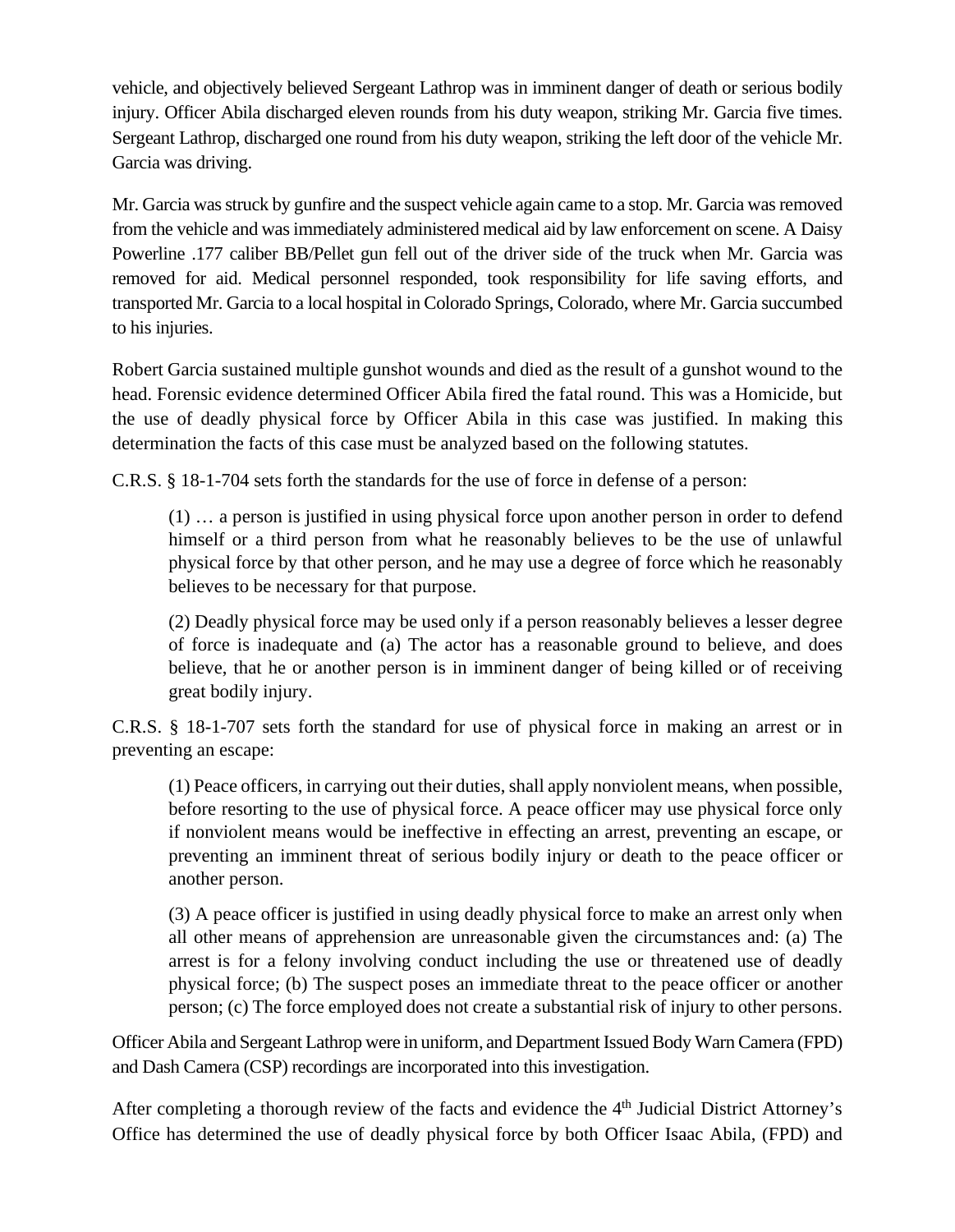vehicle, and objectively believed Sergeant Lathrop was in imminent danger of death or serious bodily injury. Officer Abila discharged eleven rounds from his duty weapon, striking Mr. Garcia five times. Sergeant Lathrop, discharged one round from his duty weapon, striking the left door of the vehicle Mr. Garcia was driving.

Mr. Garcia was struck by gunfire and the suspect vehicle again came to a stop. Mr. Garcia was removed from the vehicle and was immediately administered medical aid by law enforcement on scene. A Daisy Powerline .177 caliber BB/Pellet gun fell out of the driver side of the truck when Mr. Garcia was removed for aid. Medical personnel responded, took responsibility for life saving efforts, and transported Mr. Garcia to a local hospital in Colorado Springs, Colorado, where Mr. Garcia succumbed to his injuries.

Robert Garcia sustained multiple gunshot wounds and died as the result of a gunshot wound to the head. Forensic evidence determined Officer Abila fired the fatal round. This was a Homicide, but the use of deadly physical force by Officer Abila in this case was justified. In making this determination the facts of this case must be analyzed based on the following statutes.

C.R.S. § 18-1-704 sets forth the standards for the use of force in defense of a person:

> (1) … a person is justified in using physical force upon another person in order to defend himself or a third person from what he reasonably believes to be the use of unlawful physical force by that other person, and he may use a degree of force which he reasonably believes to be necessary for that purpose.
>
> (2) Deadly physical force may be used only if a person reasonably believes a lesser degree of force is inadequate and (a) The actor has a reasonable ground to believe, and does believe, that he or another person is in imminent danger of being killed or of receiving great bodily injury.

C.R.S. § 18-1-707 sets forth the standard for use of physical force in making an arrest or in preventing an escape:

> (1) Peace officers, in carrying out their duties, shall apply nonviolent means, when possible, before resorting to the use of physical force. A peace officer may use physical force only if nonviolent means would be ineffective in effecting an arrest, preventing an escape, or preventing an imminent threat of serious bodily injury or death to the peace officer or another person.
>
> (3) A peace officer is justified in using deadly physical force to make an arrest only when all other means of apprehension are unreasonable given the circumstances and: (a) The arrest is for a felony involving conduct including the use or threatened use of deadly physical force; (b) The suspect poses an immediate threat to the peace officer or another person; (c) The force employed does not create a substantial risk of injury to other persons.

Officer Abila and Sergeant Lathrop were in uniform, and Department Issued Body Warn Camera (FPD) and Dash Camera (CSP) recordings are incorporated into this investigation.

After completing a thorough review of the facts and evidence the 4th Judicial District Attorney's Office has determined the use of deadly physical force by both Officer Isaac Abila, (FPD) and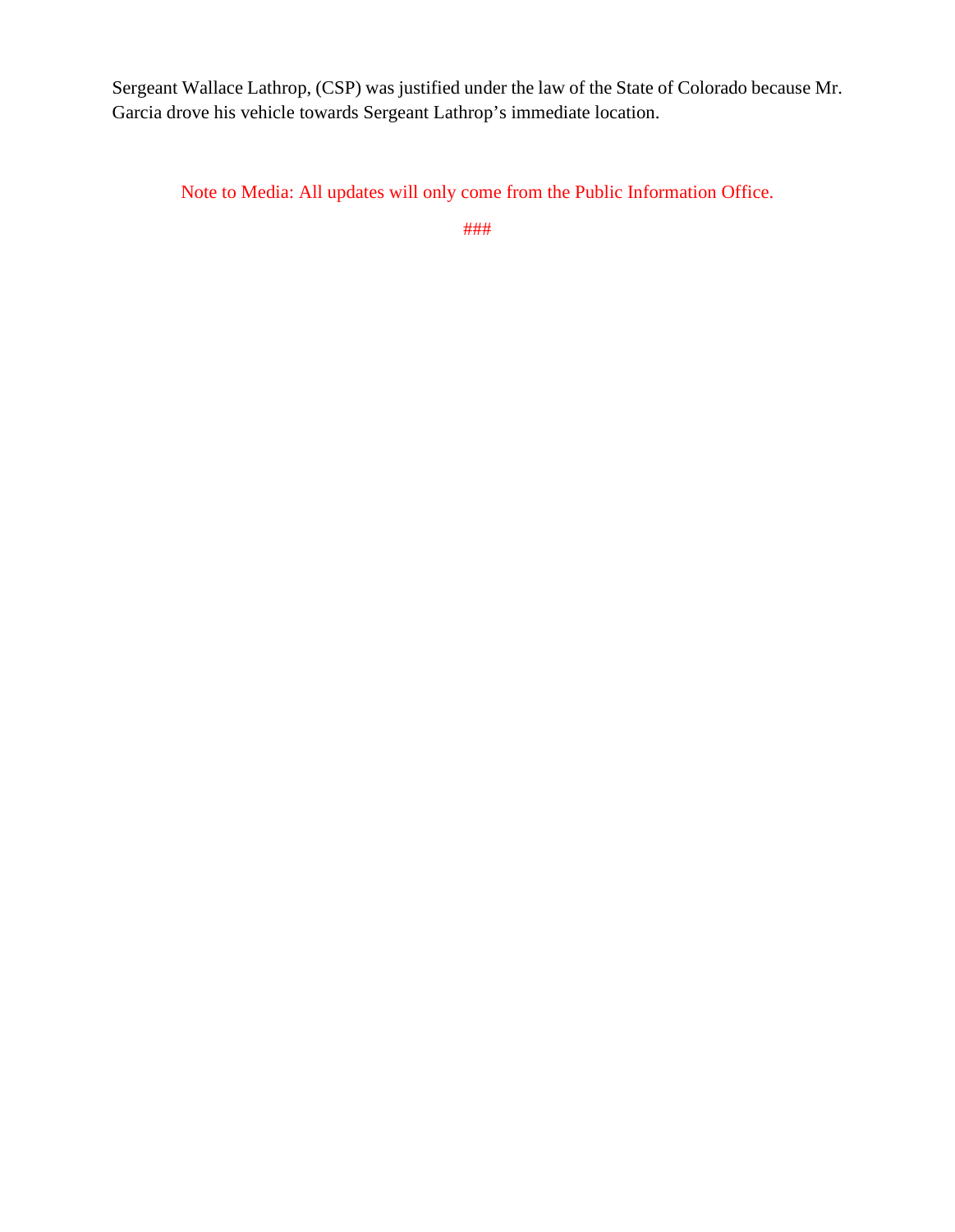Sergeant Wallace Lathrop, (CSP) was justified under the law of the State of Colorado because Mr. Garcia drove his vehicle towards Sergeant Lathrop's immediate location.

Note to Media: All updates will only come from the Public Information Office.

###